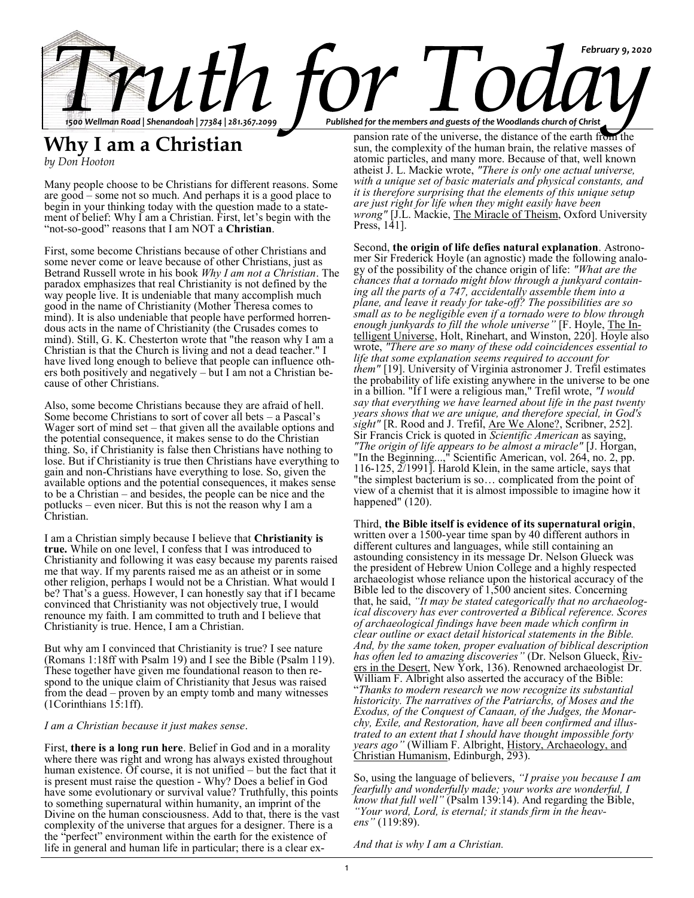# Truth for Today

*February 9, 2020*

*1500 Wellman Road | Shenandoah | 77384 | 281.367.2099*

*Published for the members and guests of the Woodlands church of Christ*

## Why I am a Christian

*by Don Hooton*

Many people choose to be Christians for different reasons. Some are good – some not so much. And perhaps it is a good place to begin in your thinking today with the question made to a statement of belief: Why I am a Christian. First, let's begin with the "not-so-good" reasons that I am NOT a **Christian**.

First, some become Christians because of other Christians and some never come or leave because of other Christians, just as Betrand Russell wrote in his book *Why I am not a Christian*. The paradox emphasizes that real Christianity is not defined by the way people live. It is undeniable that many accomplish much good in the name of Christianity (Mother Theresa comes to mind). It is also undeniable that people have performed horrendous acts in the name of Christianity (the Crusades comes to mind). Still, G. K. Chesterton wrote that "the reason why I am a Christian is that the Church is living and not a dead teacher." I have lived long enough to believe that people can influence others both positively and negatively – but I am not a Christian because of other Christians.

Also, some become Christians because they are afraid of hell. Some become Christians to sort of cover all bets – a Pascal's Wager sort of mind set – that given all the available options and the potential consequence, it makes sense to do the Christian thing. So, if Christianity is false then Christians have nothing to lose. But if Christianity is true then Christians have everything to gain and non-Christians have everything to lose. So, given the available options and the potential consequences, it makes sense to be a Christian – and besides, the people can be nice and the potlucks – even nicer. But this is not the reason why I am a Christian.

I am a Christian simply because I believe that **Christianity is true.** While on one level, I confess that I was introduced to Christianity and following it was easy because my parents raised me that way. If my parents raised me as an atheist or in some other religion, perhaps I would not be a Christian. What would I be? That's a guess. However, I can honestly say that if I became convinced that Christianity was not objectively true, I would renounce my faith. I am committed to truth and I believe that Christianity is true. Hence, I am a Christian.

But why am I convinced that Christianity is true? I see nature (Romans 1:18ff with Psalm 19) and I see the Bible (Psalm 119). These together have given me foundational reason to then respond to the unique claim of Christianity that Jesus was raised from the dead – proven by an empty tomb and many witnesses (1Corinthians 15:1ff).

*I am a Christian because it just makes sense*.

First, **there is a long run here**. Belief in God and in a morality where there was right and wrong has always existed throughout human existence. Of course, it is not unified – but the fact that it is present must raise the question - Why? Does a belief in God have some evolutionary or survival value? Truthfully, this points to something supernatural within humanity, an imprint of the Divine on the human consciousness. Add to that, there is the vast complexity of the universe that argues for a designer. There is a the "perfect" environment within the earth for the existence of life in general and human life in particular; there is a clear expansion rate of the universe, the distance of the earth from the sun, the complexity of the human brain, the relative masses of atomic particles, and many more. Because of that, well known atheist J. L. Mackie wrote, *"There is only one actual universe, with a unique set of basic materials and physical constants, and it is therefore surprising that the elements of this unique setup are just right for life when they might easily have been wrong"* [J.L. Mackie, The Miracle of Theism, Oxford University Press, 141].

Second, **the origin of life defies natural explanation**. Astronomer Sir Frederick Hoyle (an agnostic) made the following analogy of the possibility of the chance origin of life: *"What are the chances that a tornado might blow through a junkyard containing all the parts of a 747, accidentally assemble them into a plane, and leave it ready for take-off? The possibilities are so small as to be negligible even if a tornado were to blow through enough junkyards to fill the whole universe"* [F. Hoyle, The Intelligent Universe, Holt, Rinehart, and Winston, 220]. Hoyle also wrote, *"There are so many of these odd coincidences essential to life that some explanation seems required to account for them"* [19]. University of Virginia astronomer J. Trefil estimates the probability of life existing anywhere in the universe to be one in a billion. "If I were a religious man," Trefil wrote, *"I would say that everything we have learned about life in the past twenty years shows that we are unique, and therefore special, in God's sight"* [R. Rood and J. Trefil, Are We Alone?, Scribner, 252]. Sir Francis Crick is quoted in *Scientific American* as saying, *"The origin of life appears to be almost a miracle"* [J. Horgan, "In the Beginning...," Scientific American, vol. 264, no. 2, pp. 116-125, 2/1991]. Harold Klein, in the same article, says that "the simplest bacterium is so… complicated from the point of view of a chemist that it is almost impossible to imagine how it happened" (120).

Third, **the Bible itself is evidence of its supernatural origin**, written over a 1500-year time span by 40 different authors in different cultures and languages, while still containing an astounding consistency in its message Dr. Nelson Glueck was the president of Hebrew Union College and a highly respected archaeologist whose reliance upon the historical accuracy of the Bible led to the discovery of 1,500 ancient sites. Concerning that, he said, *"It may be stated categorically that no archaeological discovery has ever controverted a Biblical reference. Scores of archaeological findings have been made which confirm in clear outline or exact detail historical statements in the Bible. And, by the same token, proper evaluation of biblical description has often led to amazing discoveries"* (Dr. Nelson Glueck, Rivers in the Desert, New York, 136). Renowned archaeologist Dr. William F. Albright also asserted the accuracy of the Bible: "*Thanks to modern research we now recognize its substantial historicity. The narratives of the Patriarchs, of Moses and the Exodus, of the Conquest of Canaan, of the Judges, the Monarchy, Exile, and Restoration, have all been confirmed and illustrated to an extent that I should have thought impossible forty years ago"* (William F. Albright, History, Archaeology, and Christian Humanism, Edinburgh, 293).

So, using the language of believers, *"I praise you because I am fearfully and wonderfully made; your works are wonderful, I know that full well"* (Psalm 139:14). And regarding the Bible, *"Your word, Lord, is eternal; it stands firm in the heavens"* (119:89).

*And that is why I am a Christian.*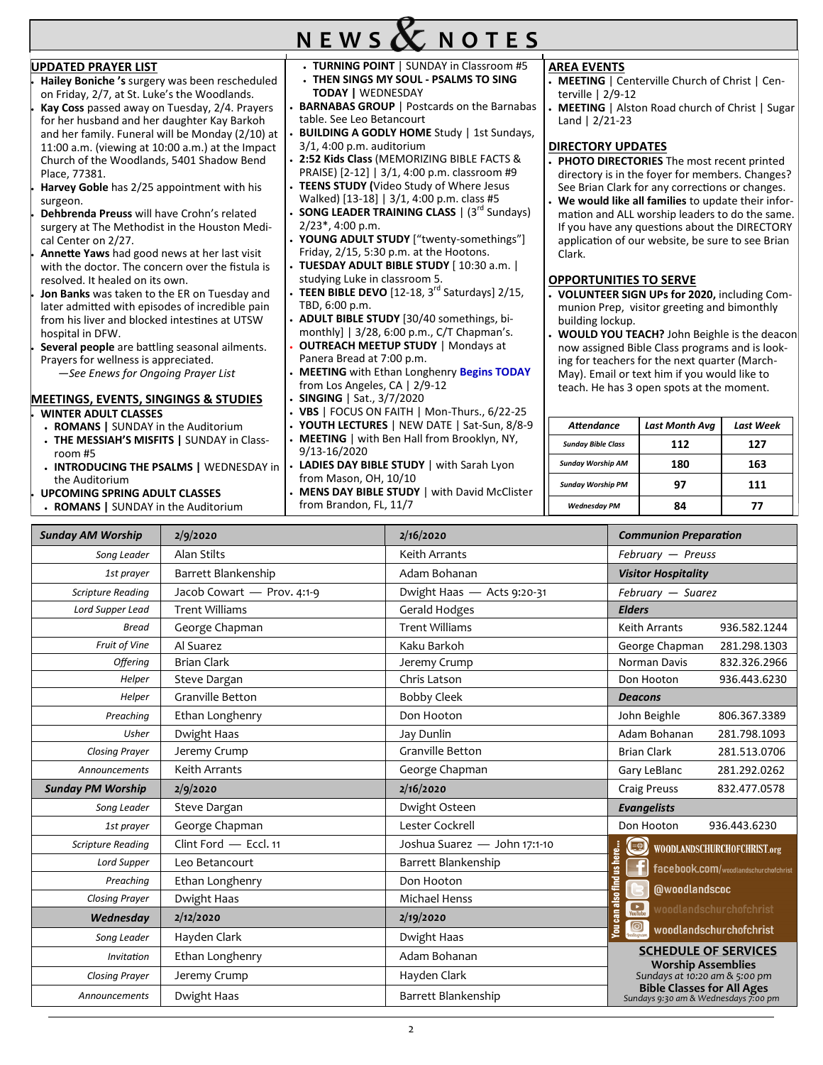# NEWS & NOTES

## UPDATED PRAYER LIST

- **Hailey Boniche 's** surgery was been rescheduled on Friday, 2/7, at St. Luke's the Woodlands.
- **Kay Coss** passed away on Tuesday, 2/4. Prayers for her husband and her daughter Kay Barkoh and her family. Funeral will be Monday (2/10) at 11:00 a.m. (viewing at 10:00 a.m.) at the Impact Church of the Woodlands, 5401 Shadow Bend Place, 77381.
- **Harvey Goble** has 2/25 appointment with his surgeon.
- **Dehbrenda Preuss** will have Crohn's related surgery at The Methodist in the Houston Medical Center on 2/27.
- **Annette Yaws** had good news at her last visit with the doctor. The concern over the fistula is resolved. It healed on its own.
- **Jon Banks** was taken to the ER on Tuesday and later admitted with episodes of incredible pain from his liver and blocked intestines at UTSW hospital in DFW.
- **Several people** are battling seasonal ailments. Prayers for wellness is appreciated.

*—See Enews for Ongoing Prayer List*

## MEETINGS, EVENTS, SINGINGS & STUDIES

- **WINTER ADULT CLASSES**
  - **ROMANS |** SUNDAY in the Auditorium
  - **THE MESSIAH'S MISFITS |** SUNDAY in Classroom #5
  - **INTRODUCING THE PSALMS |** WEDNESDAY in the Auditorium
- **UPCOMING SPRING ADULT CLASSES**
  - **ROMANS |** SUNDAY in the Auditorium
  - **TURNING POINT** | SUNDAY in Classroom #5
  - **THEN SINGS MY SOUL - PSALMS TO SING TODAY |** WEDNESDAY
- **BARNABAS GROUP** | Postcards on the Barnabas table. See Leo Betancourt
- **BUILDING A GODLY HOME** Study | 1st Sundays, 3/1, 4:00 p.m. auditorium
- **2:52 Kids Class** (MEMORIZING BIBLE FACTS & PRAISE) [2-12] | 3/1, 4:00 p.m. classroom #9
- **TEENS STUDY (**Video Study of Where Jesus Walked) [13-18] | 3/1, 4:00 p.m. class #5
- **SONG LEADER TRAINING CLASS** | (3rd Sundays) 2/23*, 4:00 p.m.
- **YOUNG ADULT STUDY** ["twenty-somethings"] Friday, 2/15, 5:30 p.m. at the Hootons.
- **TUESDAY ADULT BIBLE STUDY** [ 10:30 a.m. | studying Luke in classroom 5.
- **TEEN BIBLE DEVO** [12-18, 3rd Saturdays] 2/15, TBD, 6:00 p.m.
- **ADULT BIBLE STUDY** [30/40 somethings, bi-monthly] | 3/28, 6:00 p.m., C/T Chapman's.
- **OUTREACH MEETUP STUDY** | Mondays at Panera Bread at 7:00 p.m.
- **MEETING** with Ethan Longhenry **Begins TODAY** from Los Angeles, CA | 2/9-12
- **SINGING** | Sat., 3/7/2020
- **VBS** | FOCUS ON FAITH | Mon-Thurs., 6/22-25
- **YOUTH LECTURES** | NEW DATE | Sat-Sun, 8/8-9
- **MEETING** | with Ben Hall from Brooklyn, NY, 9/13-16/2020
- **LADIES DAY BIBLE STUDY** | with Sarah Lyon from Mason, OH, 10/10
- **MENS DAY BIBLE STUDY** | with David McClister from Brandon, FL, 11/7

## AREA EVENTS

- **MEETING** | Centerville Church of Christ | Centerville | 2/9-12
- **MEETING** | Alston Road church of Christ | Sugar Land | 2/21-23

## DIRECTORY UPDATES

- **PHOTO DIRECTORIES** The most recent printed directory is in the foyer for members. Changes? See Brian Clark for any corrections or changes.
- **We would like all families** to update their information and ALL worship leaders to do the same. If you have any questions about the DIRECTORY application of our website, be sure to see Brian Clark.

## OPPORTUNITIES TO SERVE

- **VOLUNTEER SIGN UPs for 2020,** including Communion Prep, visitor greeting and bimonthly building lockup.
- **WOULD YOU TEACH?** John Beighle is the deacon now assigned Bible Class programs and is looking for teachers for the next quarter (March-May). Email or text him if you would like to teach. He has 3 open spots at the moment.

| Attendance | Last Month Avg | Last Week |
|---|---|---|
| Sunday Bible Class | 112 | 127 |
| Sunday Worship AM | 180 | 163 |
| Sunday Worship PM | 97 | 111 |
| Wednesday PM | 84 | 77 |

| Sunday AM Worship | 2/9/2020 | 2/16/2020 |
|---|---|---|
| Song Leader | Alan Stilts | Keith Arrants |
| 1st prayer | Barrett Blankenship | Adam Bohanan |
| Scripture Reading | Jacob Cowart — Prov. 4:1-9 | Dwight Haas — Acts 9:20-31 |
| Lord Supper Lead | Trent Williams | Gerald Hodges |
| Bread | George Chapman | Trent Williams |
| Fruit of Vine | Al Suarez | Kaku Barkoh |
| Offering | Brian Clark | Jeremy Crump |
| Helper | Steve Dargan | Chris Latson |
| Helper | Granville Betton | Bobby Cleek |
| Preaching | Ethan Longhenry | Don Hooton |
| Usher | Dwight Haas | Jay Dunlin |
| Closing Prayer | Jeremy Crump | Granville Betton |
| Announcements | Keith Arrants | George Chapman |
| **Sunday PM Worship** | **2/9/2020** | **2/16/2020** |
| Song Leader | Steve Dargan | Dwight Osteen |
| 1st prayer | George Chapman | Lester Cockrell |
| Scripture Reading | Clint Ford — Eccl. 11 | Joshua Suarez — John 17:1-10 |
| Lord Supper | Leo Betancourt | Barrett Blankenship |
| Preaching | Ethan Longhenry | Don Hooton |
| Closing Prayer | Dwight Haas | Michael Henss |
| **Wednesday** | **2/12/2020** | **2/19/2020** |
| Song Leader | Hayden Clark | Dwight Haas |
| Invitation | Ethan Longhenry | Adam Bohanan |
| Closing Prayer | Jeremy Crump | Hayden Clark |
| Announcements | Dwight Haas | Barrett Blankenship |

**Communion Preparation**
*February — Preuss*

**Visitor Hospitality**
*February — Suarez*

| Elders | |
|---|---|
| Keith Arrants | 936.582.1244 |
| George Chapman | 281.298.1303 |
| Norman Davis | 832.326.2966 |
| Don Hooton | 936.443.6230 |

| Deacons | |
|---|---|
| John Beighle | 806.367.3389 |
| Adam Bohanan | 281.798.1093 |
| Brian Clark | 281.513.0706 |
| Gary LeBlanc | 281.292.0262 |
| Craig Preuss | 832.477.0578 |

| Evangelists | |
|---|---|
| Don Hooton | 936.443.6230 |

You can also find us here...
- WOODLANDSCHURCHOFCHRIST.org
- facebook.com/woodlandschurchofchrist
- @woodlandscoc
- woodlandschurchofchrist
- woodlandschurchofchrist

## SCHEDULE OF SERVICES

**Worship Assemblies**
*Sundays at 10:20 am & 5:00 pm*

**Bible Classes for All Ages**
*Sundays 9:30 am & Wednesdays 7:00 pm*